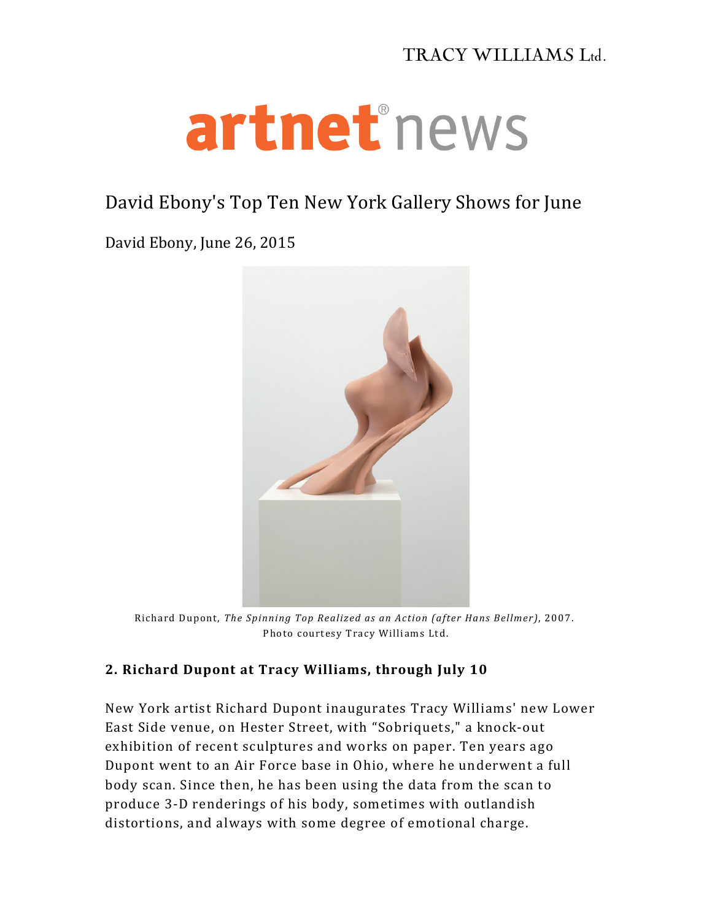TRACY WILLIAMS Ltd.

artnet news

# David Ebony's Top Ten New York Gallery Shows for June

David Ebony, June 26, 2015

Richard Dupont, *The Spinning Top Realized as an Action (after Hans Bellmer)*, 2007. Photo courtesy Tracy Williams Ltd.

**2. Richard Dupont at Tracy Williams, through July 10**

New York artist Richard Dupont inaugurates Tracy Williams' new Lower East Side venue, on Hester Street, with "Sobriquets," a knock-out exhibition of recent sculptures and works on paper. Ten years ago Dupont went to an Air Force base in Ohio, where he underwent a full body scan. Since then, he has been using the data from the scan to produce 3-D renderings of his body, sometimes with outlandish distortions, and always with some degree of emotional charge.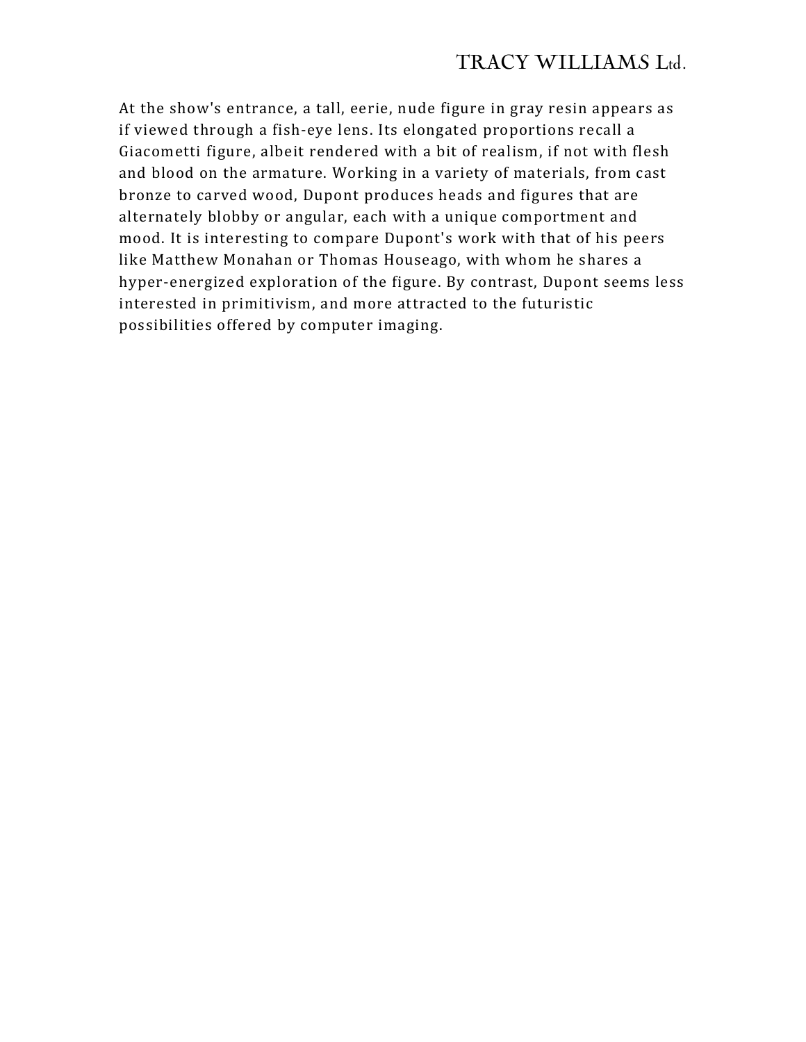At the show's entrance, a tall, eerie, nude figure in gray resin appears as if viewed through a fish-eye lens. Its elongated proportions recall a Giacometti figure, albeit rendered with a bit of realism, if not with flesh and blood on the armature. Working in a variety of materials, from cast bronze to carved wood, Dupont produces heads and figures that are alternately blobby or angular, each with a unique comportment and mood. It is interesting to compare Dupont's work with that of his peers like Matthew Monahan or Thomas Houseago, with whom he shares a hyper-energized exploration of the figure. By contrast, Dupont seems less interested in primitivism, and more attracted to the futuristic possibilities offered by computer imaging.